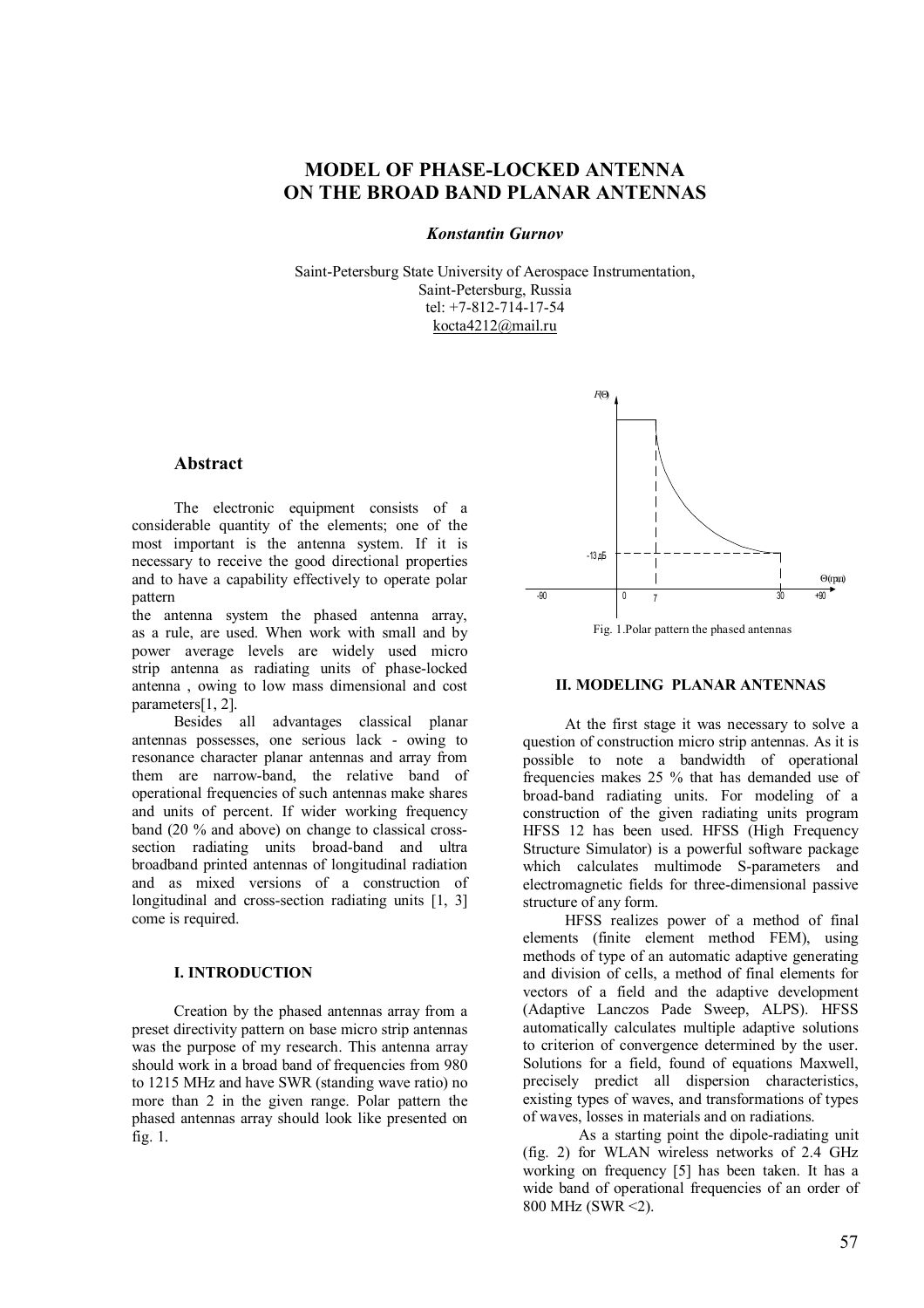# MODEL OF PHASE-LOCKED ANTENNA ON THE BROAD BAND PLANAR ANTENNAS

***Konstantin Gurnov***

Saint-Petersburg State University of Aerospace Instrumentation,
Saint-Petersburg, Russia
tel: +7-812-714-17-54
kocta4212@mail.ru

## Abstract

The electronic equipment consists of a considerable quantity of the elements; one of the most important is the antenna system. If it is necessary to receive the good directional properties and to have a capability effectively to operate polar pattern
the antenna system the phased antenna array, as a rule, are used. When work with small and by power average levels are widely used micro strip antenna as radiating units of phase-locked antenna , owing to low mass dimensional and cost parameters[1, 2].

Besides all advantages classical planar antennas possesses, one serious lack - owing to resonance character planar antennas and array from them are narrow-band, the relative band of operational frequencies of such antennas make shares and units of percent. If wider working frequency band (20 % and above) on change to classical cross-section radiating units broad-band and ultra broadband printed antennas of longitudinal radiation and as mixed versions of a construction of longitudinal and cross-section radiating units [1, 3] come is required.

### I. INTRODUCTION

Creation by the phased antennas array from a preset directivity pattern on base micro strip antennas was the purpose of my research. This antenna array should work in a broad band of frequencies from 980 to 1215 MHz and have SWR (standing wave ratio) no more than 2 in the given range. Polar pattern the phased antennas array should look like presented on fig. 1.

Fig. 1.Polar pattern the phased antennas

### II. MODELING PLANAR ANTENNAS

At the first stage it was necessary to solve a question of construction micro strip antennas. As it is possible to note a bandwidth of operational frequencies makes 25 % that has demanded use of broad-band radiating units. For modeling of a construction of the given radiating units program HFSS 12 has been used. HFSS (High Frequency Structure Simulator) is a powerful software package which calculates multimode S-parameters and electromagnetic fields for three-dimensional passive structure of any form.

HFSS realizes power of a method of final elements (finite element method FEM), using methods of type of an automatic adaptive generating and division of cells, a method of final elements for vectors of a field and the adaptive development (Adaptive Lanczos Pade Sweep, ALPS). HFSS automatically calculates multiple adaptive solutions to criterion of convergence determined by the user. Solutions for a field, found of equations Maxwell, precisely predict all dispersion characteristics, existing types of waves, and transformations of types of waves, losses in materials and on radiations.

As a starting point the dipole-radiating unit (fig. 2) for WLAN wireless networks of 2.4 GHz working on frequency [5] has been taken. It has a wide band of operational frequencies of an order of 800 MHz (SWR <2).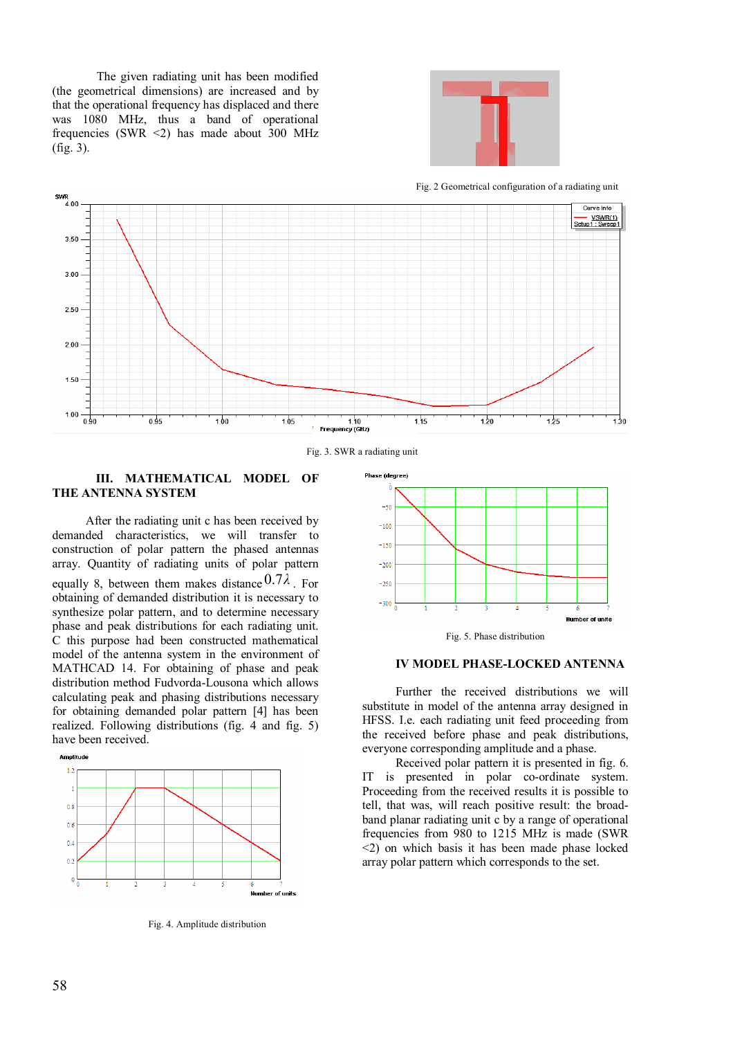The given radiating unit has been modified (the geometrical dimensions) are increased and by that the operational frequency has displaced and there was 1080 MHz, thus a band of operational frequencies (SWR <2) has made about 300 MHz (fig. 3).

Fig. 2 Geometrical configuration of a radiating unit

Fig. 3. SWR a radiating unit

## III. MATHEMATICAL MODEL OF THE ANTENNA SYSTEM

After the radiating unit c has been received by demanded characteristics, we will transfer to construction of polar pattern the phased antennas array. Quantity of radiating units of polar pattern equally 8, between them makes distance $0.7\lambda$. For obtaining of demanded distribution it is necessary to synthesize polar pattern, and to determine necessary phase and peak distributions for each radiating unit. C this purpose had been constructed mathematical model of the antenna system in the environment of MATHCAD 14. For obtaining of phase and peak distribution method Fudvorda-Lousona which allows calculating peak and phasing distributions necessary for obtaining demanded polar pattern [4] has been realized. Following distributions (fig. 4 and fig. 5) have been received.

Fig. 4. Amplitude distribution

Fig. 5. Phase distribution

## IV MODEL PHASE-LOCKED ANTENNA

Further the received distributions we will substitute in model of the antenna array designed in HFSS. I.e. each radiating unit feed proceeding from the received before phase and peak distributions, everyone corresponding amplitude and a phase.

Received polar pattern it is presented in fig. 6. IT is presented in polar co-ordinate system. Proceeding from the received results it is possible to tell, that was, will reach positive result: the broad-band planar radiating unit c by a range of operational frequencies from 980 to 1215 MHz is made (SWR <2) on which basis it has been made phase locked array polar pattern which corresponds to the set.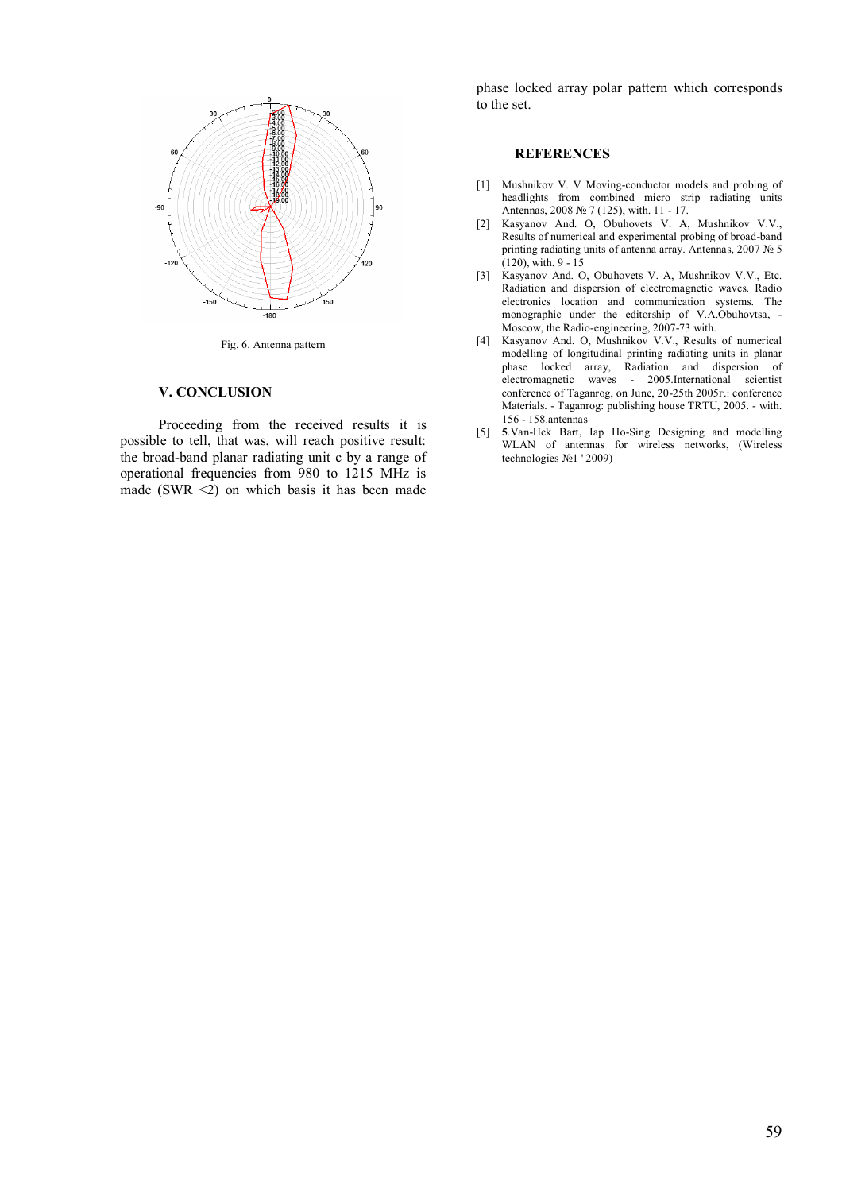0
-30
30
-60
60
-90
90
-120
120
-150
150
-180

-2.00
-3.00
-4.00
-5.00
-6.00
-7.00
-8.00
-9.00
-10.00
-11.00
-12.00
-13.00
-14.00
-15.00
-16.00
-17.00
-18.00
-19.00

Fig. 6. Antenna pattern

## V. CONCLUSION

Proceeding from the received results it is possible to tell, that was, will reach positive result: the broad-band planar radiating unit c by a range of operational frequencies from 980 to 1215 MHz is made (SWR <2) on which basis it has been made phase locked array polar pattern which corresponds to the set.

## REFERENCES

[1] Mushnikov V. V Moving-conductor models and probing of headlights from combined micro strip radiating units Antennas, 2008 № 7 (125), with. 11 - 17.

[2] Kasyanov And. O, Obuhovets V. A, Mushnikov V.V., Results of numerical and experimental probing of broad-band printing radiating units of antenna array. Antennas, 2007 № 5 (120), with. 9 - 15

[3] Kasyanov And. O, Obuhovets V. A, Mushnikov V.V., Etc. Radiation and dispersion of electromagnetic waves. Radio electronics location and communication systems. The monographic under the editorship of V.A.Obuhovtsa, - Moscow, the Radio-engineering, 2007-73 with.

[4] Kasyanov And. O, Mushnikov V.V., Results of numerical modelling of longitudinal printing radiating units in planar phase locked array, Radiation and dispersion of electromagnetic waves - 2005.International scientist conference of Taganrog, on June, 20-25th 2005г.: conference Materials. - Taganrog: publishing house TRTU, 2005. - with. 156 - 158.antennas

[5] **5**.Van-Hek Bart, Iap Ho-Sing Designing and modelling WLAN of antennas for wireless networks, (Wireless technologies №1 ' 2009)